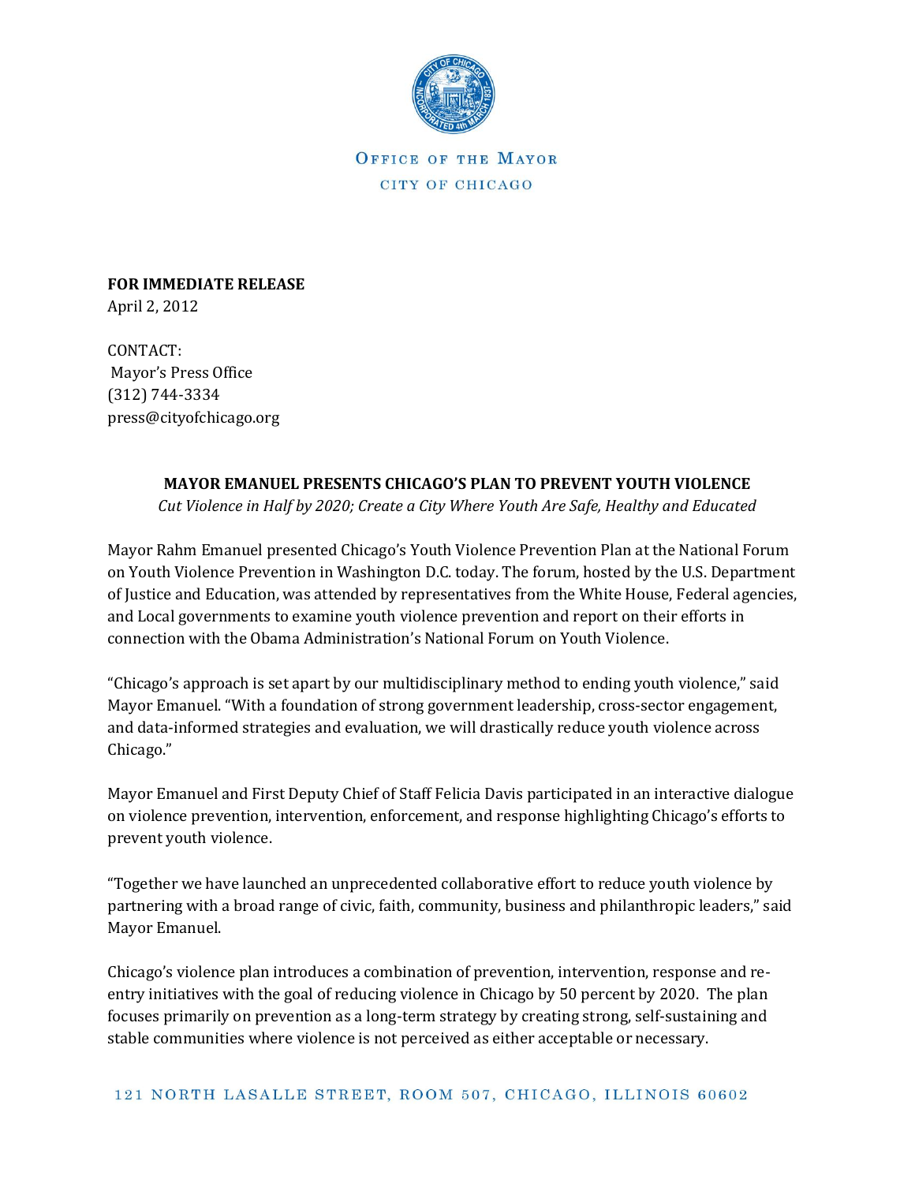OFFICE OF THE MAYOR

CITY OF CHICAGO

**FOR IMMEDIATE RELEASE**
April 2, 2012

CONTACT:
Mayor's Press Office
(312) 744-3334
press@cityofchicago.org

**MAYOR EMANUEL PRESENTS CHICAGO'S PLAN TO PREVENT YOUTH VIOLENCE**

*Cut Violence in Half by 2020; Create a City Where Youth Are Safe, Healthy and Educated*

Mayor Rahm Emanuel presented Chicago's Youth Violence Prevention Plan at the National Forum on Youth Violence Prevention in Washington D.C. today. The forum, hosted by the U.S. Department of Justice and Education, was attended by representatives from the White House, Federal agencies, and Local governments to examine youth violence prevention and report on their efforts in connection with the Obama Administration's National Forum on Youth Violence.

"Chicago's approach is set apart by our multidisciplinary method to ending youth violence," said Mayor Emanuel. "With a foundation of strong government leadership, cross-sector engagement, and data-informed strategies and evaluation, we will drastically reduce youth violence across Chicago."

Mayor Emanuel and First Deputy Chief of Staff Felicia Davis participated in an interactive dialogue on violence prevention, intervention, enforcement, and response highlighting Chicago's efforts to prevent youth violence.

"Together we have launched an unprecedented collaborative effort to reduce youth violence by partnering with a broad range of civic, faith, community, business and philanthropic leaders," said Mayor Emanuel.

Chicago's violence plan introduces a combination of prevention, intervention, response and re-entry initiatives with the goal of reducing violence in Chicago by 50 percent by 2020. The plan focuses primarily on prevention as a long-term strategy by creating strong, self-sustaining and stable communities where violence is not perceived as either acceptable or necessary.

121 NORTH LASALLE STREET, ROOM 507, CHICAGO, ILLINOIS 60602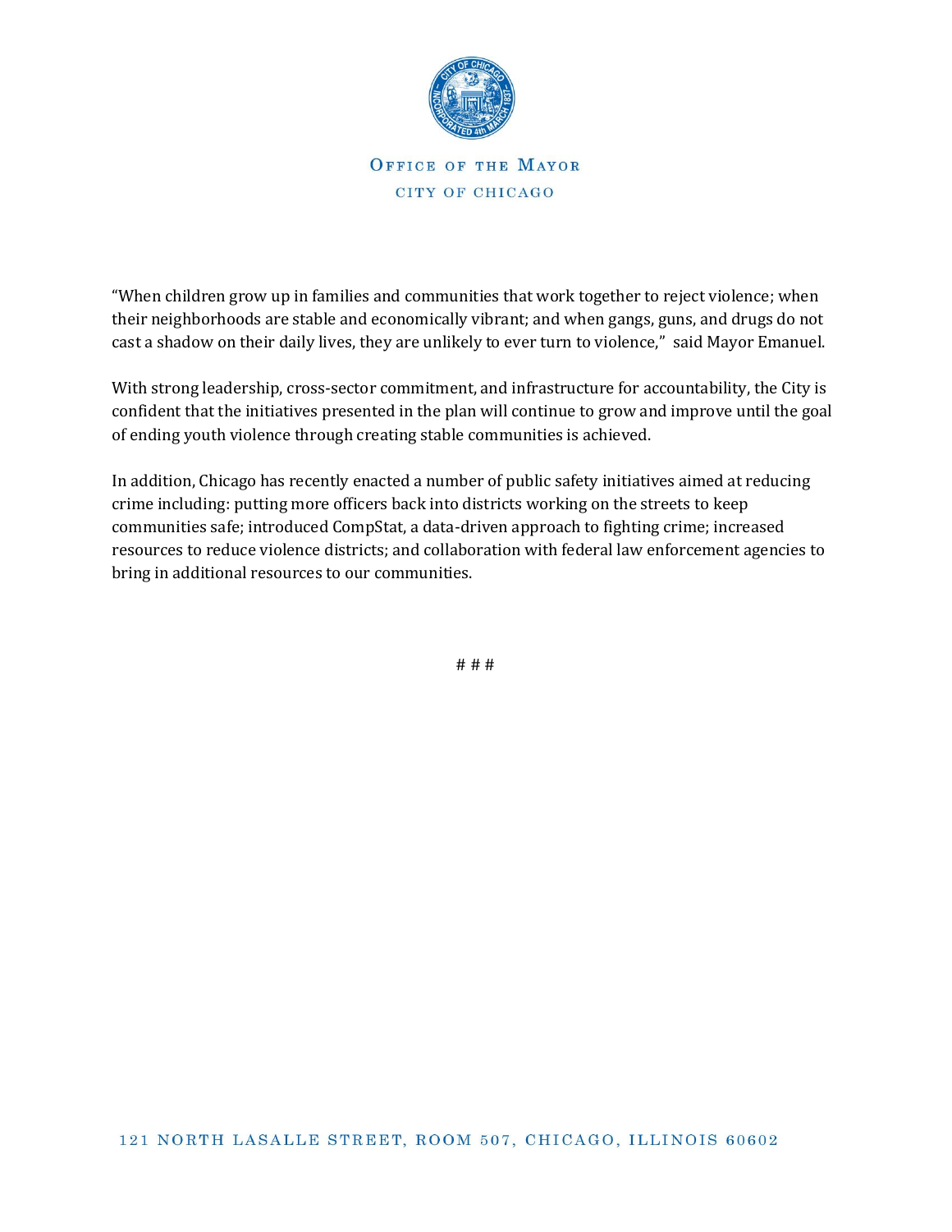OFFICE OF THE MAYOR

CITY OF CHICAGO

"When children grow up in families and communities that work together to reject violence; when their neighborhoods are stable and economically vibrant; and when gangs, guns, and drugs do not cast a shadow on their daily lives, they are unlikely to ever turn to violence," said Mayor Emanuel.

With strong leadership, cross-sector commitment, and infrastructure for accountability, the City is confident that the initiatives presented in the plan will continue to grow and improve until the goal of ending youth violence through creating stable communities is achieved.

In addition, Chicago has recently enacted a number of public safety initiatives aimed at reducing crime including: putting more officers back into districts working on the streets to keep communities safe; introduced CompStat, a data-driven approach to fighting crime; increased resources to reduce violence districts; and collaboration with federal law enforcement agencies to bring in additional resources to our communities.

# # #

121 NORTH LASALLE STREET, ROOM 507, CHICAGO, ILLINOIS 60602